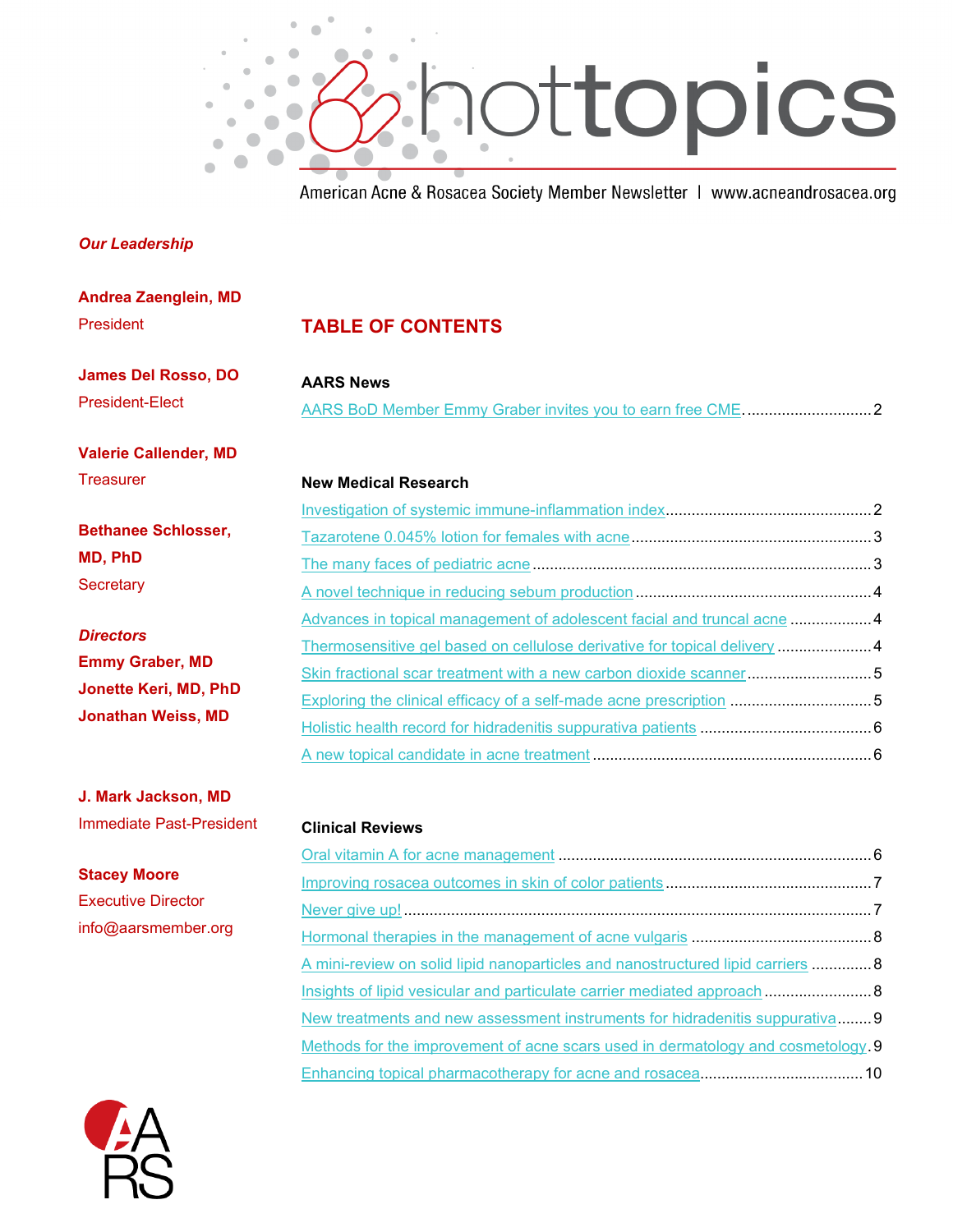# hottopics

American Acne & Rosacea Society Member Newsletter | www.acneandrosacea.org

***Our Leadership***

**Andrea Zaenglein, MD**
President

**James Del Rosso, DO**
President-Elect

**Valerie Callender, MD**
Treasurer

**Bethanee Schlosser, MD, PhD**
Secretary

***Directors***
**Emmy Graber, MD**
**Jonette Keri, MD, PhD**
**Jonathan Weiss, MD**

**J. Mark Jackson, MD**
Immediate Past-President

**Stacey Moore**
Executive Director
info@aarsmember.org

## TABLE OF CONTENTS

### AARS News

AARS BoD Member Emmy Graber invites you to earn free CME ..... 2

### New Medical Research

Investigation of systemic immune-inflammation index ..... 2
Tazarotene 0.045% lotion for females with acne ..... 3
The many faces of pediatric acne ..... 3
A novel technique in reducing sebum production ..... 4
Advances in topical management of adolescent facial and truncal acne ..... 4
Thermosensitive gel based on cellulose derivative for topical delivery ..... 4
Skin fractional scar treatment with a new carbon dioxide scanner ..... 5
Exploring the clinical efficacy of a self-made acne prescription ..... 5
Holistic health record for hidradenitis suppurativa patients ..... 6
A new topical candidate in acne treatment ..... 6

### Clinical Reviews

Oral vitamin A for acne management ..... 6
Improving rosacea outcomes in skin of color patients ..... 7
Never give up! ..... 7
Hormonal therapies in the management of acne vulgaris ..... 8
A mini-review on solid lipid nanoparticles and nanostructured lipid carriers ..... 8
Insights of lipid vesicular and particulate carrier mediated approach ..... 8
New treatments and new assessment instruments for hidradenitis suppurativa ..... 9
Methods for the improvement of acne scars used in dermatology and cosmetology ..... 9
Enhancing topical pharmacotherapy for acne and rosacea ..... 10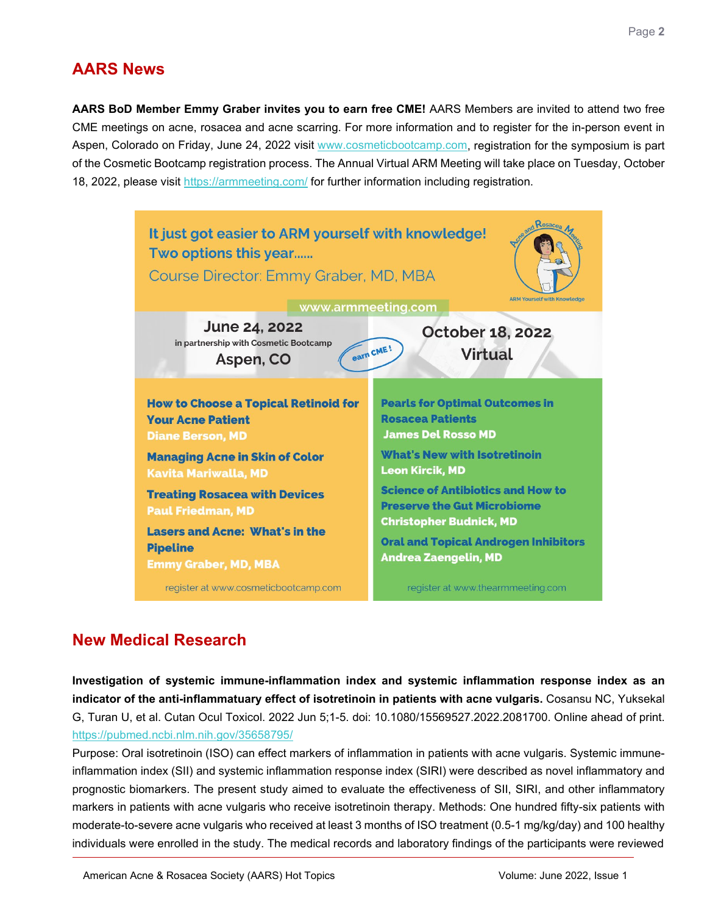## AARS News

**AARS BoD Member Emmy Graber invites you to earn free CME!** AARS Members are invited to attend two free CME meetings on acne, rosacea and acne scarring. For more information and to register for the in-person event in Aspen, Colorado on Friday, June 24, 2022 visit www.cosmeticbootcamp.com, registration for the symposium is part of the Cosmetic Bootcamp registration process. The Annual Virtual ARM Meeting will take place on Tuesday, October 18, 2022, please visit https://armmeeting.com/ for further information including registration.

It just got easier to ARM yourself with knowledge!
Two options this year......
Course Director: Emmy Graber, MD, MBA

www.armmeeting.com

| June 24, 2022 in partnership with Cosmetic Bootcamp Aspen, CO | October 18, 2022 Virtual |
|---|---|
| **How to Choose a Topical Retinoid for Your Acne Patient** Diane Berson, MD | **Pearls for Optimal Outcomes in Rosacea Patients** James Del Rosso MD |
| **Managing Acne in Skin of Color** Kavita Mariwalla, MD | **What's New with Isotretinoin** Leon Kircik, MD |
| **Treating Rosacea with Devices** Paul Friedman, MD | **Science of Antibiotics and How to Preserve the Gut Microbiome** Christopher Budnick, MD |
| **Lasers and Acne: What's in the Pipeline** Emmy Graber, MD, MBA | **Oral and Topical Androgen Inhibitors** Andrea Zaengelin, MD |
| register at www.cosmeticbootcamp.com | register at www.thearmmeeting.com |

## New Medical Research

**Investigation of systemic immune-inflammation index and systemic inflammation response index as an indicator of the anti-inflammatuary effect of isotretinoin in patients with acne vulgaris.** Cosansu NC, Yuksekal G, Turan U, et al. Cutan Ocul Toxicol. 2022 Jun 5;1-5. doi: 10.1080/15569527.2022.2081700. Online ahead of print. https://pubmed.ncbi.nlm.nih.gov/35658795/

Purpose: Oral isotretinoin (ISO) can effect markers of inflammation in patients with acne vulgaris. Systemic immune-inflammation index (SII) and systemic inflammation response index (SIRI) were described as novel inflammatory and prognostic biomarkers. The present study aimed to evaluate the effectiveness of SII, SIRI, and other inflammatory markers in patients with acne vulgaris who receive isotretinoin therapy. Methods: One hundred fifty-six patients with moderate-to-severe acne vulgaris who received at least 3 months of ISO treatment (0.5-1 mg/kg/day) and 100 healthy individuals were enrolled in the study. The medical records and laboratory findings of the participants were reviewed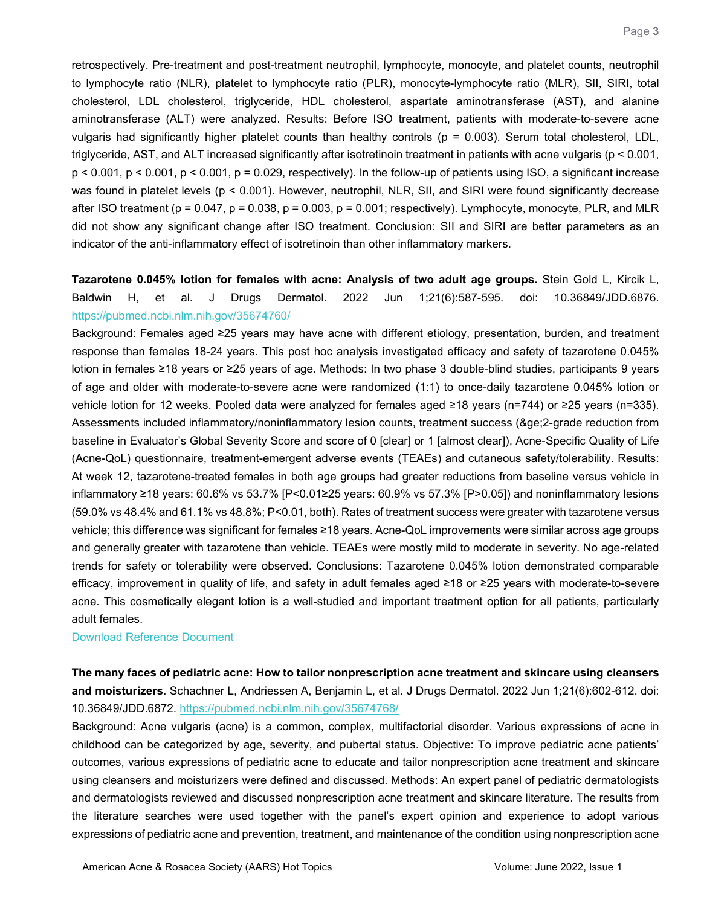retrospectively. Pre-treatment and post-treatment neutrophil, lymphocyte, monocyte, and platelet counts, neutrophil to lymphocyte ratio (NLR), platelet to lymphocyte ratio (PLR), monocyte-lymphocyte ratio (MLR), SII, SIRI, total cholesterol, LDL cholesterol, triglyceride, HDL cholesterol, aspartate aminotransferase (AST), and alanine aminotransferase (ALT) were analyzed. Results: Before ISO treatment, patients with moderate-to-severe acne vulgaris had significantly higher platelet counts than healthy controls ($p = 0.003$). Serum total cholesterol, LDL, triglyceride, AST, and ALT increased significantly after isotretinoin treatment in patients with acne vulgaris ($p < 0.001$, $p < 0.001$, $p < 0.001$, $p < 0.001$, $p = 0.029$, respectively). In the follow-up of patients using ISO, a significant increase was found in platelet levels ($p < 0.001$). However, neutrophil, NLR, SII, and SIRI were found significantly decrease after ISO treatment ($p = 0.047$, $p = 0.038$, $p = 0.003$, $p = 0.001$; respectively). Lymphocyte, monocyte, PLR, and MLR did not show any significant change after ISO treatment. Conclusion: SII and SIRI are better parameters as an indicator of the anti-inflammatory effect of isotretinoin than other inflammatory markers.

**Tazarotene 0.045% lotion for females with acne: Analysis of two adult age groups.** Stein Gold L, Kircik L, Baldwin H, et al. J Drugs Dermatol. 2022 Jun 1;21(6):587-595. doi: 10.36849/JDD.6876. https://pubmed.ncbi.nlm.nih.gov/35674760/

Background: Females aged ≥25 years may have acne with different etiology, presentation, burden, and treatment response than females 18-24 years. This post hoc analysis investigated efficacy and safety of tazarotene 0.045% lotion in females ≥18 years or ≥25 years of age. Methods: In two phase 3 double-blind studies, participants 9 years of age and older with moderate-to-severe acne were randomized (1:1) to once-daily tazarotene 0.045% lotion or vehicle lotion for 12 weeks. Pooled data were analyzed for females aged ≥18 years (n=744) or ≥25 years (n=335). Assessments included inflammatory/noninflammatory lesion counts, treatment success (&ge;2-grade reduction from baseline in Evaluator's Global Severity Score and score of 0 [clear] or 1 [almost clear]), Acne-Specific Quality of Life (Acne-QoL) questionnaire, treatment-emergent adverse events (TEAEs) and cutaneous safety/tolerability. Results: At week 12, tazarotene-treated females in both age groups had greater reductions from baseline versus vehicle in inflammatory ≥18 years: 60.6% vs 53.7% [P<0.01≥25 years: 60.9% vs 57.3% [P>0.05]) and noninflammatory lesions (59.0% vs 48.4% and 61.1% vs 48.8%; P<0.01, both). Rates of treatment success were greater with tazarotene versus vehicle; this difference was significant for females ≥18 years. Acne-QoL improvements were similar across age groups and generally greater with tazarotene than vehicle. TEAEs were mostly mild to moderate in severity. No age-related trends for safety or tolerability were observed. Conclusions: Tazarotene 0.045% lotion demonstrated comparable efficacy, improvement in quality of life, and safety in adult females aged ≥18 or ≥25 years with moderate-to-severe acne. This cosmetically elegant lotion is a well-studied and important treatment option for all patients, particularly adult females.

Download Reference Document

**The many faces of pediatric acne: How to tailor nonprescription acne treatment and skincare using cleansers and moisturizers.** Schachner L, Andriessen A, Benjamin L, et al. J Drugs Dermatol. 2022 Jun 1;21(6):602-612. doi: 10.36849/JDD.6872. https://pubmed.ncbi.nlm.nih.gov/35674768/

Background: Acne vulgaris (acne) is a common, complex, multifactorial disorder. Various expressions of acne in childhood can be categorized by age, severity, and pubertal status. Objective: To improve pediatric acne patients' outcomes, various expressions of pediatric acne to educate and tailor nonprescription acne treatment and skincare using cleansers and moisturizers were defined and discussed. Methods: An expert panel of pediatric dermatologists and dermatologists reviewed and discussed nonprescription acne treatment and skincare literature. The results from the literature searches were used together with the panel's expert opinion and experience to adopt various expressions of pediatric acne and prevention, treatment, and maintenance of the condition using nonprescription acne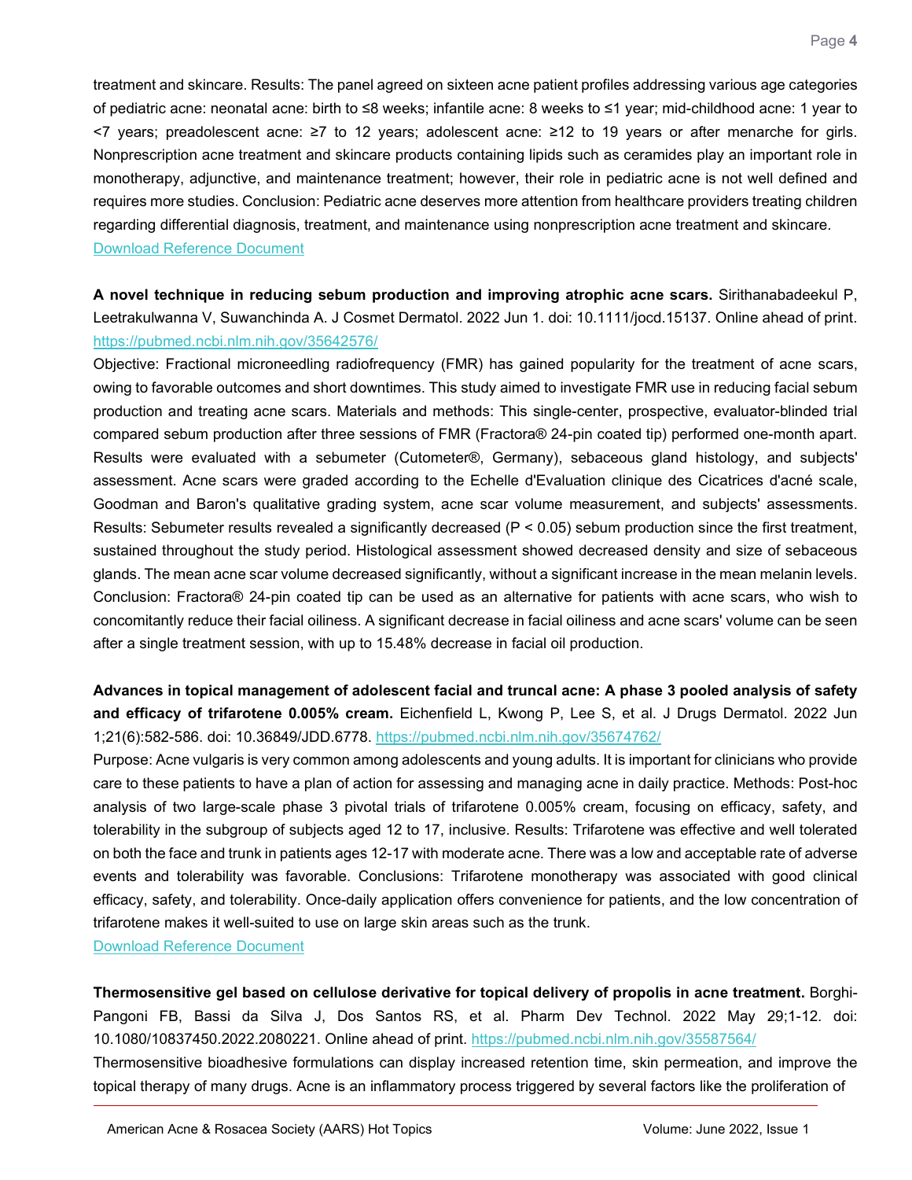treatment and skincare. Results: The panel agreed on sixteen acne patient profiles addressing various age categories of pediatric acne: neonatal acne: birth to ≤8 weeks; infantile acne: 8 weeks to ≤1 year; mid-childhood acne: 1 year to <7 years; preadolescent acne: ≥7 to 12 years; adolescent acne: ≥12 to 19 years or after menarche for girls. Nonprescription acne treatment and skincare products containing lipids such as ceramides play an important role in monotherapy, adjunctive, and maintenance treatment; however, their role in pediatric acne is not well defined and requires more studies. Conclusion: Pediatric acne deserves more attention from healthcare providers treating children regarding differential diagnosis, treatment, and maintenance using nonprescription acne treatment and skincare.
Download Reference Document

**A novel technique in reducing sebum production and improving atrophic acne scars.** Sirithanabadeekul P, Leetrakulwanna V, Suwanchinda A. J Cosmet Dermatol. 2022 Jun 1. doi: 10.1111/jocd.15137. Online ahead of print. https://pubmed.ncbi.nlm.nih.gov/35642576/

Objective: Fractional microneedling radiofrequency (FMR) has gained popularity for the treatment of acne scars, owing to favorable outcomes and short downtimes. This study aimed to investigate FMR use in reducing facial sebum production and treating acne scars. Materials and methods: This single-center, prospective, evaluator-blinded trial compared sebum production after three sessions of FMR (Fractora® 24-pin coated tip) performed one-month apart. Results were evaluated with a sebumeter (Cutometer®, Germany), sebaceous gland histology, and subjects' assessment. Acne scars were graded according to the Echelle d'Evaluation clinique des Cicatrices d'acné scale, Goodman and Baron's qualitative grading system, acne scar volume measurement, and subjects' assessments. Results: Sebumeter results revealed a significantly decreased ($P < 0.05$) sebum production since the first treatment, sustained throughout the study period. Histological assessment showed decreased density and size of sebaceous glands. The mean acne scar volume decreased significantly, without a significant increase in the mean melanin levels. Conclusion: Fractora® 24-pin coated tip can be used as an alternative for patients with acne scars, who wish to concomitantly reduce their facial oiliness. A significant decrease in facial oiliness and acne scars' volume can be seen after a single treatment session, with up to 15.48% decrease in facial oil production.

**Advances in topical management of adolescent facial and truncal acne: A phase 3 pooled analysis of safety and efficacy of trifarotene 0.005% cream.** Eichenfield L, Kwong P, Lee S, et al. J Drugs Dermatol. 2022 Jun 1;21(6):582-586. doi: 10.36849/JDD.6778. https://pubmed.ncbi.nlm.nih.gov/35674762/

Purpose: Acne vulgaris is very common among adolescents and young adults. It is important for clinicians who provide care to these patients to have a plan of action for assessing and managing acne in daily practice. Methods: Post-hoc analysis of two large-scale phase 3 pivotal trials of trifarotene 0.005% cream, focusing on efficacy, safety, and tolerability in the subgroup of subjects aged 12 to 17, inclusive. Results: Trifarotene was effective and well tolerated on both the face and trunk in patients ages 12-17 with moderate acne. There was a low and acceptable rate of adverse events and tolerability was favorable. Conclusions: Trifarotene monotherapy was associated with good clinical efficacy, safety, and tolerability. Once-daily application offers convenience for patients, and the low concentration of trifarotene makes it well-suited to use on large skin areas such as the trunk.
Download Reference Document

**Thermosensitive gel based on cellulose derivative for topical delivery of propolis in acne treatment.** Borghi-Pangoni FB, Bassi da Silva J, Dos Santos RS, et al. Pharm Dev Technol. 2022 May 29;1-12. doi: 10.1080/10837450.2022.2080221. Online ahead of print. https://pubmed.ncbi.nlm.nih.gov/35587564/

Thermosensitive bioadhesive formulations can display increased retention time, skin permeation, and improve the topical therapy of many drugs. Acne is an inflammatory process triggered by several factors like the proliferation of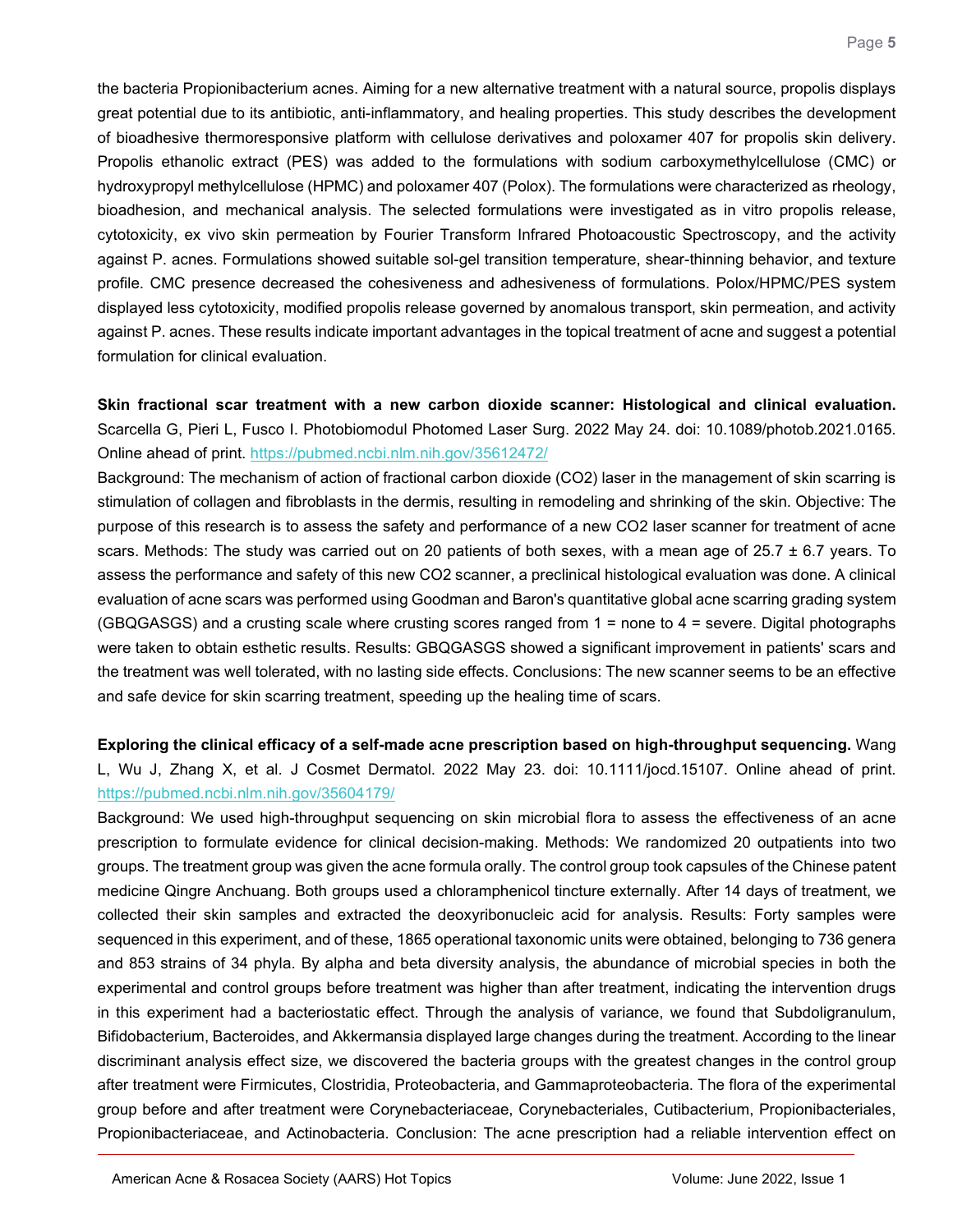the bacteria Propionibacterium acnes. Aiming for a new alternative treatment with a natural source, propolis displays great potential due to its antibiotic, anti-inflammatory, and healing properties. This study describes the development of bioadhesive thermoresponsive platform with cellulose derivatives and poloxamer 407 for propolis skin delivery. Propolis ethanolic extract (PES) was added to the formulations with sodium carboxymethylcellulose (CMC) or hydroxypropyl methylcellulose (HPMC) and poloxamer 407 (Polox). The formulations were characterized as rheology, bioadhesion, and mechanical analysis. The selected formulations were investigated as in vitro propolis release, cytotoxicity, ex vivo skin permeation by Fourier Transform Infrared Photoacoustic Spectroscopy, and the activity against P. acnes. Formulations showed suitable sol-gel transition temperature, shear-thinning behavior, and texture profile. CMC presence decreased the cohesiveness and adhesiveness of formulations. Polox/HPMC/PES system displayed less cytotoxicity, modified propolis release governed by anomalous transport, skin permeation, and activity against P. acnes. These results indicate important advantages in the topical treatment of acne and suggest a potential formulation for clinical evaluation.

**Skin fractional scar treatment with a new carbon dioxide scanner: Histological and clinical evaluation.** Scarcella G, Pieri L, Fusco I. Photobiomodul Photomed Laser Surg. 2022 May 24. doi: 10.1089/photob.2021.0165. Online ahead of print. https://pubmed.ncbi.nlm.nih.gov/35612472/

Background: The mechanism of action of fractional carbon dioxide ($CO_2$) laser in the management of skin scarring is stimulation of collagen and fibroblasts in the dermis, resulting in remodeling and shrinking of the skin. Objective: The purpose of this research is to assess the safety and performance of a new $CO_2$ laser scanner for treatment of acne scars. Methods: The study was carried out on 20 patients of both sexes, with a mean age of 25.7 ± 6.7 years. To assess the performance and safety of this new $CO_2$ scanner, a preclinical histological evaluation was done. A clinical evaluation of acne scars was performed using Goodman and Baron's quantitative global acne scarring grading system (GBQGASGS) and a crusting scale where crusting scores ranged from 1 = none to 4 = severe. Digital photographs were taken to obtain esthetic results. Results: GBQGASGS showed a significant improvement in patients' scars and the treatment was well tolerated, with no lasting side effects. Conclusions: The new scanner seems to be an effective and safe device for skin scarring treatment, speeding up the healing time of scars.

**Exploring the clinical efficacy of a self-made acne prescription based on high-throughput sequencing.** Wang L, Wu J, Zhang X, et al. J Cosmet Dermatol. 2022 May 23. doi: 10.1111/jocd.15107. Online ahead of print. https://pubmed.ncbi.nlm.nih.gov/35604179/

Background: We used high-throughput sequencing on skin microbial flora to assess the effectiveness of an acne prescription to formulate evidence for clinical decision-making. Methods: We randomized 20 outpatients into two groups. The treatment group was given the acne formula orally. The control group took capsules of the Chinese patent medicine Qingre Anchuang. Both groups used a chloramphenicol tincture externally. After 14 days of treatment, we collected their skin samples and extracted the deoxyribonucleic acid for analysis. Results: Forty samples were sequenced in this experiment, and of these, 1865 operational taxonomic units were obtained, belonging to 736 genera and 853 strains of 34 phyla. By alpha and beta diversity analysis, the abundance of microbial species in both the experimental and control groups before treatment was higher than after treatment, indicating the intervention drugs in this experiment had a bacteriostatic effect. Through the analysis of variance, we found that Subdoligranulum, Bifidobacterium, Bacteroides, and Akkermansia displayed large changes during the treatment. According to the linear discriminant analysis effect size, we discovered the bacteria groups with the greatest changes in the control group after treatment were Firmicutes, Clostridia, Proteobacteria, and Gammaproteobacteria. The flora of the experimental group before and after treatment were Corynebacteriaceae, Corynebacteriales, Cutibacterium, Propionibacteriales, Propionibacteriaceae, and Actinobacteria. Conclusion: The acne prescription had a reliable intervention effect on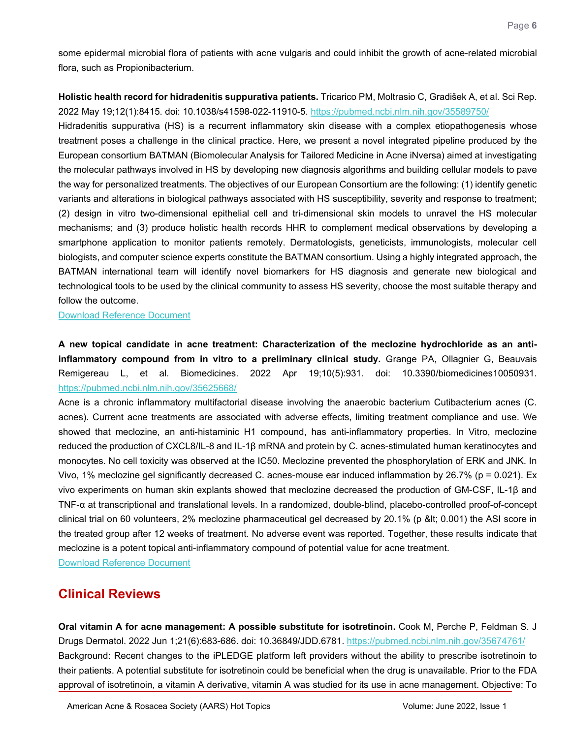some epidermal microbial flora of patients with acne vulgaris and could inhibit the growth of acne-related microbial flora, such as Propionibacterium.

**Holistic health record for hidradenitis suppurativa patients.** Tricarico PM, Moltrasio C, Gradišek A, et al. Sci Rep. 2022 May 19;12(1):8415. doi: 10.1038/s41598-022-11910-5. https://pubmed.ncbi.nlm.nih.gov/35589750/

Hidradenitis suppurativa (HS) is a recurrent inflammatory skin disease with a complex etiopathogenesis whose treatment poses a challenge in the clinical practice. Here, we present a novel integrated pipeline produced by the European consortium BATMAN (Biomolecular Analysis for Tailored Medicine in Acne iNversa) aimed at investigating the molecular pathways involved in HS by developing new diagnosis algorithms and building cellular models to pave the way for personalized treatments. The objectives of our European Consortium are the following: (1) identify genetic variants and alterations in biological pathways associated with HS susceptibility, severity and response to treatment; (2) design in vitro two-dimensional epithelial cell and tri-dimensional skin models to unravel the HS molecular mechanisms; and (3) produce holistic health records HHR to complement medical observations by developing a smartphone application to monitor patients remotely. Dermatologists, geneticists, immunologists, molecular cell biologists, and computer science experts constitute the BATMAN consortium. Using a highly integrated approach, the BATMAN international team will identify novel biomarkers for HS diagnosis and generate new biological and technological tools to be used by the clinical community to assess HS severity, choose the most suitable therapy and follow the outcome.

Download Reference Document

**A new topical candidate in acne treatment: Characterization of the meclozine hydrochloride as an anti-inflammatory compound from in vitro to a preliminary clinical study.** Grange PA, Ollagnier G, Beauvais Remigereau L, et al. Biomedicines. 2022 Apr 19;10(5):931. doi: 10.3390/biomedicines10050931. https://pubmed.ncbi.nlm.nih.gov/35625668/

Acne is a chronic inflammatory multifactorial disease involving the anaerobic bacterium Cutibacterium acnes (C. acnes). Current acne treatments are associated with adverse effects, limiting treatment compliance and use. We showed that meclozine, an anti-histaminic H1 compound, has anti-inflammatory properties. In Vitro, meclozine reduced the production of CXCL8/IL-8 and IL-1β mRNA and protein by C. acnes-stimulated human keratinocytes and monocytes. No cell toxicity was observed at the IC50. Meclozine prevented the phosphorylation of ERK and JNK. In Vivo, 1% meclozine gel significantly decreased C. acnes-mouse ear induced inflammation by 26.7% ($p = 0.021$). Ex vivo experiments on human skin explants showed that meclozine decreased the production of GM-CSF, IL-1β and TNF-α at transcriptional and translational levels. In a randomized, double-blind, placebo-controlled proof-of-concept clinical trial on 60 volunteers, 2% meclozine pharmaceutical gel decreased by 20.1% (p &lt; 0.001) the ASI score in the treated group after 12 weeks of treatment. No adverse event was reported. Together, these results indicate that meclozine is a potent topical anti-inflammatory compound of potential value for acne treatment.

Download Reference Document

## Clinical Reviews

**Oral vitamin A for acne management: A possible substitute for isotretinoin.** Cook M, Perche P, Feldman S. J Drugs Dermatol. 2022 Jun 1;21(6):683-686. doi: 10.36849/JDD.6781. https://pubmed.ncbi.nlm.nih.gov/35674761/

Background: Recent changes to the iPLEDGE platform left providers without the ability to prescribe isotretinoin to their patients. A potential substitute for isotretinoin could be beneficial when the drug is unavailable. Prior to the FDA approval of isotretinoin, a vitamin A derivative, vitamin A was studied for its use in acne management. Objective: To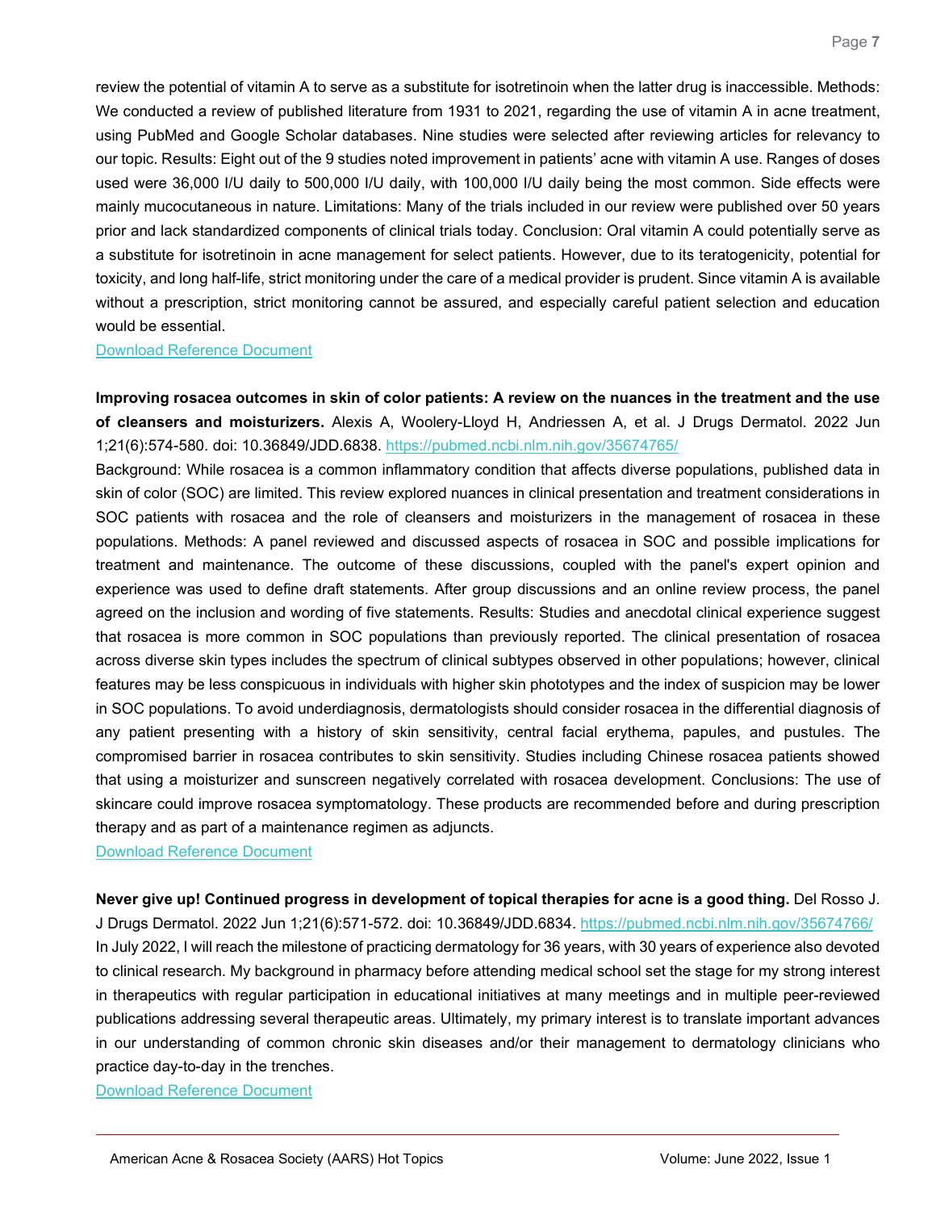review the potential of vitamin A to serve as a substitute for isotretinoin when the latter drug is inaccessible. Methods: We conducted a review of published literature from 1931 to 2021, regarding the use of vitamin A in acne treatment, using PubMed and Google Scholar databases. Nine studies were selected after reviewing articles for relevancy to our topic. Results: Eight out of the 9 studies noted improvement in patients' acne with vitamin A use. Ranges of doses used were 36,000 I/U daily to 500,000 I/U daily, with 100,000 I/U daily being the most common. Side effects were mainly mucocutaneous in nature. Limitations: Many of the trials included in our review were published over 50 years prior and lack standardized components of clinical trials today. Conclusion: Oral vitamin A could potentially serve as a substitute for isotretinoin in acne management for select patients. However, due to its teratogenicity, potential for toxicity, and long half-life, strict monitoring under the care of a medical provider is prudent. Since vitamin A is available without a prescription, strict monitoring cannot be assured, and especially careful patient selection and education would be essential.

Download Reference Document

**Improving rosacea outcomes in skin of color patients: A review on the nuances in the treatment and the use of cleansers and moisturizers.** Alexis A, Woolery-Lloyd H, Andriessen A, et al. J Drugs Dermatol. 2022 Jun 1;21(6):574-580. doi: 10.36849/JDD.6838. https://pubmed.ncbi.nlm.nih.gov/35674765/

Background: While rosacea is a common inflammatory condition that affects diverse populations, published data in skin of color (SOC) are limited. This review explored nuances in clinical presentation and treatment considerations in SOC patients with rosacea and the role of cleansers and moisturizers in the management of rosacea in these populations. Methods: A panel reviewed and discussed aspects of rosacea in SOC and possible implications for treatment and maintenance. The outcome of these discussions, coupled with the panel's expert opinion and experience was used to define draft statements. After group discussions and an online review process, the panel agreed on the inclusion and wording of five statements. Results: Studies and anecdotal clinical experience suggest that rosacea is more common in SOC populations than previously reported. The clinical presentation of rosacea across diverse skin types includes the spectrum of clinical subtypes observed in other populations; however, clinical features may be less conspicuous in individuals with higher skin phototypes and the index of suspicion may be lower in SOC populations. To avoid underdiagnosis, dermatologists should consider rosacea in the differential diagnosis of any patient presenting with a history of skin sensitivity, central facial erythema, papules, and pustules. The compromised barrier in rosacea contributes to skin sensitivity. Studies including Chinese rosacea patients showed that using a moisturizer and sunscreen negatively correlated with rosacea development. Conclusions: The use of skincare could improve rosacea symptomatology. These products are recommended before and during prescription therapy and as part of a maintenance regimen as adjuncts.

Download Reference Document

**Never give up! Continued progress in development of topical therapies for acne is a good thing.** Del Rosso J. J Drugs Dermatol. 2022 Jun 1;21(6):571-572. doi: 10.36849/JDD.6834. https://pubmed.ncbi.nlm.nih.gov/35674766/

In July 2022, I will reach the milestone of practicing dermatology for 36 years, with 30 years of experience also devoted to clinical research. My background in pharmacy before attending medical school set the stage for my strong interest in therapeutics with regular participation in educational initiatives at many meetings and in multiple peer-reviewed publications addressing several therapeutic areas. Ultimately, my primary interest is to translate important advances in our understanding of common chronic skin diseases and/or their management to dermatology clinicians who practice day-to-day in the trenches.

Download Reference Document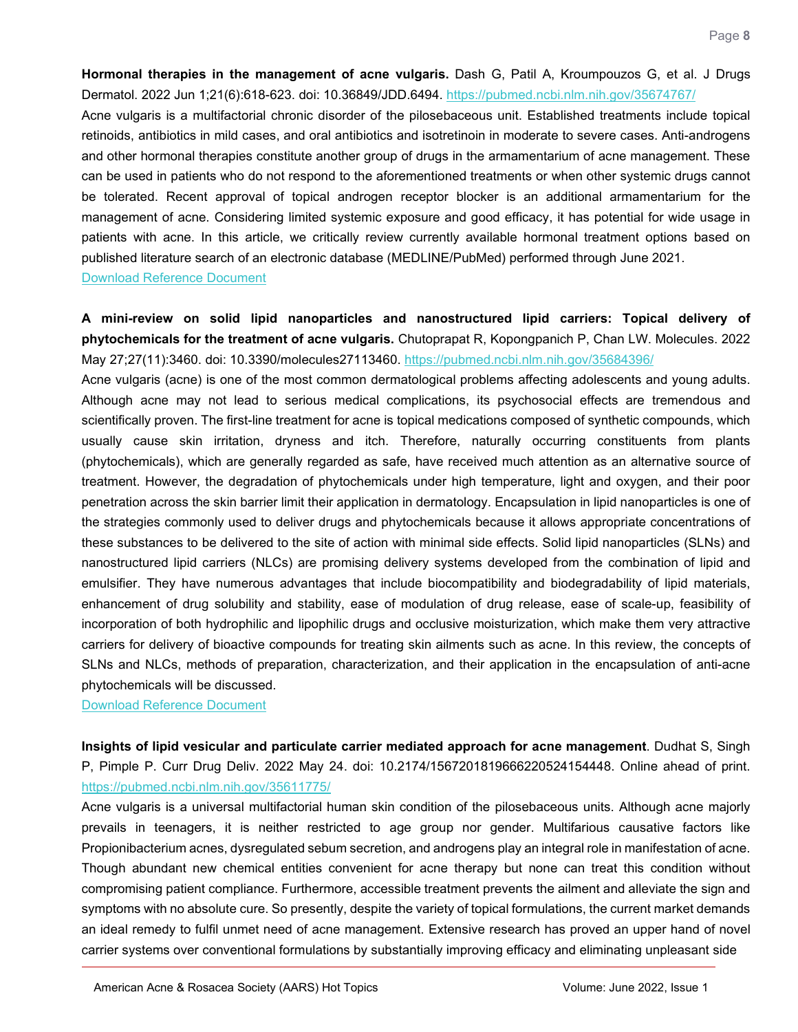**Hormonal therapies in the management of acne vulgaris.** Dash G, Patil A, Kroumpouzos G, et al. J Drugs Dermatol. 2022 Jun 1;21(6):618-623. doi: 10.36849/JDD.6494. https://pubmed.ncbi.nlm.nih.gov/35674767/

Acne vulgaris is a multifactorial chronic disorder of the pilosebaceous unit. Established treatments include topical retinoids, antibiotics in mild cases, and oral antibiotics and isotretinoin in moderate to severe cases. Anti-androgens and other hormonal therapies constitute another group of drugs in the armamentarium of acne management. These can be used in patients who do not respond to the aforementioned treatments or when other systemic drugs cannot be tolerated. Recent approval of topical androgen receptor blocker is an additional armamentarium for the management of acne. Considering limited systemic exposure and good efficacy, it has potential for wide usage in patients with acne. In this article, we critically review currently available hormonal treatment options based on published literature search of an electronic database (MEDLINE/PubMed) performed through June 2021.

Download Reference Document

**A mini-review on solid lipid nanoparticles and nanostructured lipid carriers: Topical delivery of phytochemicals for the treatment of acne vulgaris.** Chutoprapat R, Kopongpanich P, Chan LW. Molecules. 2022 May 27;27(11):3460. doi: 10.3390/molecules27113460. https://pubmed.ncbi.nlm.nih.gov/35684396/

Acne vulgaris (acne) is one of the most common dermatological problems affecting adolescents and young adults. Although acne may not lead to serious medical complications, its psychosocial effects are tremendous and scientifically proven. The first-line treatment for acne is topical medications composed of synthetic compounds, which usually cause skin irritation, dryness and itch. Therefore, naturally occurring constituents from plants (phytochemicals), which are generally regarded as safe, have received much attention as an alternative source of treatment. However, the degradation of phytochemicals under high temperature, light and oxygen, and their poor penetration across the skin barrier limit their application in dermatology. Encapsulation in lipid nanoparticles is one of the strategies commonly used to deliver drugs and phytochemicals because it allows appropriate concentrations of these substances to be delivered to the site of action with minimal side effects. Solid lipid nanoparticles (SLNs) and nanostructured lipid carriers (NLCs) are promising delivery systems developed from the combination of lipid and emulsifier. They have numerous advantages that include biocompatibility and biodegradability of lipid materials, enhancement of drug solubility and stability, ease of modulation of drug release, ease of scale-up, feasibility of incorporation of both hydrophilic and lipophilic drugs and occlusive moisturization, which make them very attractive carriers for delivery of bioactive compounds for treating skin ailments such as acne. In this review, the concepts of SLNs and NLCs, methods of preparation, characterization, and their application in the encapsulation of anti-acne phytochemicals will be discussed.

Download Reference Document

**Insights of lipid vesicular and particulate carrier mediated approach for acne management**. Dudhat S, Singh P, Pimple P. Curr Drug Deliv. 2022 May 24. doi: 10.2174/1567201819666220524154448. Online ahead of print. https://pubmed.ncbi.nlm.nih.gov/35611775/

Acne vulgaris is a universal multifactorial human skin condition of the pilosebaceous units. Although acne majorly prevails in teenagers, it is neither restricted to age group nor gender. Multifarious causative factors like Propionibacterium acnes, dysregulated sebum secretion, and androgens play an integral role in manifestation of acne. Though abundant new chemical entities convenient for acne therapy but none can treat this condition without compromising patient compliance. Furthermore, accessible treatment prevents the ailment and alleviate the sign and symptoms with no absolute cure. So presently, despite the variety of topical formulations, the current market demands an ideal remedy to fulfil unmet need of acne management. Extensive research has proved an upper hand of novel carrier systems over conventional formulations by substantially improving efficacy and eliminating unpleasant side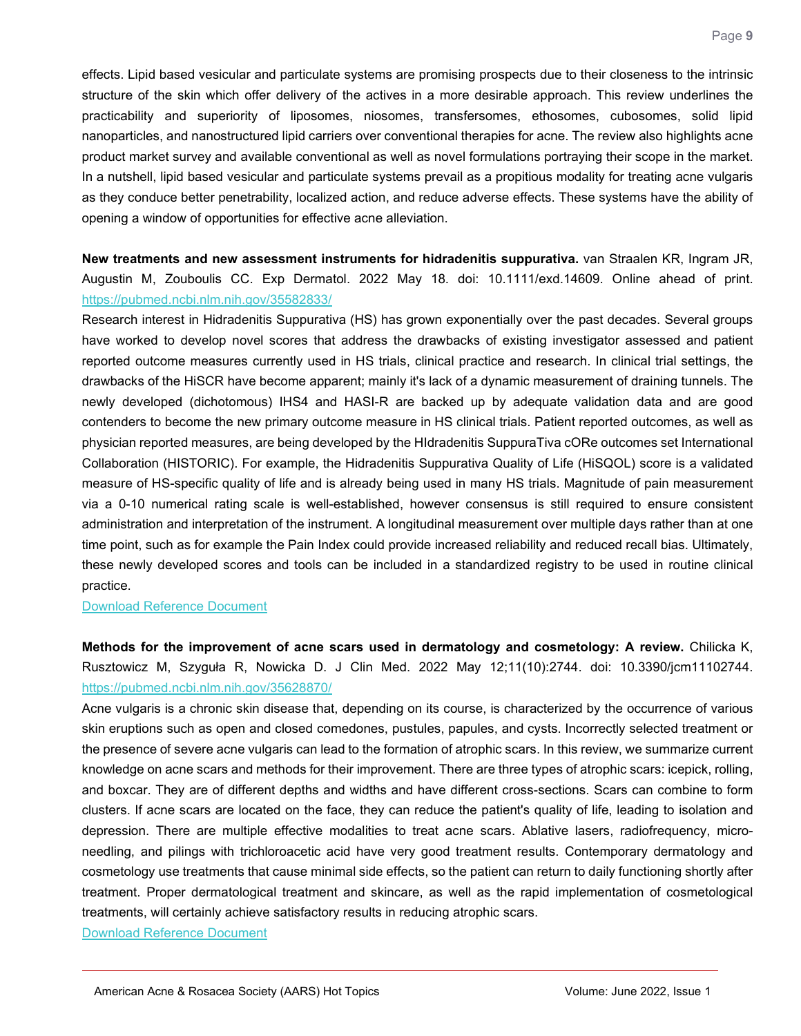effects. Lipid based vesicular and particulate systems are promising prospects due to their closeness to the intrinsic structure of the skin which offer delivery of the actives in a more desirable approach. This review underlines the practicability and superiority of liposomes, niosomes, transfersomes, ethosomes, cubosomes, solid lipid nanoparticles, and nanostructured lipid carriers over conventional therapies for acne. The review also highlights acne product market survey and available conventional as well as novel formulations portraying their scope in the market. In a nutshell, lipid based vesicular and particulate systems prevail as a propitious modality for treating acne vulgaris as they conduce better penetrability, localized action, and reduce adverse effects. These systems have the ability of opening a window of opportunities for effective acne alleviation.

**New treatments and new assessment instruments for hidradenitis suppurativa.** van Straalen KR, Ingram JR, Augustin M, Zouboulis CC. Exp Dermatol. 2022 May 18. doi: 10.1111/exd.14609. Online ahead of print. https://pubmed.ncbi.nlm.nih.gov/35582833/

Research interest in Hidradenitis Suppurativa (HS) has grown exponentially over the past decades. Several groups have worked to develop novel scores that address the drawbacks of existing investigator assessed and patient reported outcome measures currently used in HS trials, clinical practice and research. In clinical trial settings, the drawbacks of the HiSCR have become apparent; mainly it's lack of a dynamic measurement of draining tunnels. The newly developed (dichotomous) IHS4 and HASI-R are backed up by adequate validation data and are good contenders to become the new primary outcome measure in HS clinical trials. Patient reported outcomes, as well as physician reported measures, are being developed by the HIdradenitis SuppuraTiva cORe outcomes set International Collaboration (HISTORIC). For example, the Hidradenitis Suppurativa Quality of Life (HiSQOL) score is a validated measure of HS-specific quality of life and is already being used in many HS trials. Magnitude of pain measurement via a 0-10 numerical rating scale is well-established, however consensus is still required to ensure consistent administration and interpretation of the instrument. A longitudinal measurement over multiple days rather than at one time point, such as for example the Pain Index could provide increased reliability and reduced recall bias. Ultimately, these newly developed scores and tools can be included in a standardized registry to be used in routine clinical practice.

Download Reference Document

**Methods for the improvement of acne scars used in dermatology and cosmetology: A review.** Chilicka K, Rusztowicz M, Szyguła R, Nowicka D. J Clin Med. 2022 May 12;11(10):2744. doi: 10.3390/jcm11102744. https://pubmed.ncbi.nlm.nih.gov/35628870/

Acne vulgaris is a chronic skin disease that, depending on its course, is characterized by the occurrence of various skin eruptions such as open and closed comedones, pustules, papules, and cysts. Incorrectly selected treatment or the presence of severe acne vulgaris can lead to the formation of atrophic scars. In this review, we summarize current knowledge on acne scars and methods for their improvement. There are three types of atrophic scars: icepick, rolling, and boxcar. They are of different depths and widths and have different cross-sections. Scars can combine to form clusters. If acne scars are located on the face, they can reduce the patient's quality of life, leading to isolation and depression. There are multiple effective modalities to treat acne scars. Ablative lasers, radiofrequency, micro-needling, and pilings with trichloroacetic acid have very good treatment results. Contemporary dermatology and cosmetology use treatments that cause minimal side effects, so the patient can return to daily functioning shortly after treatment. Proper dermatological treatment and skincare, as well as the rapid implementation of cosmetological treatments, will certainly achieve satisfactory results in reducing atrophic scars.

Download Reference Document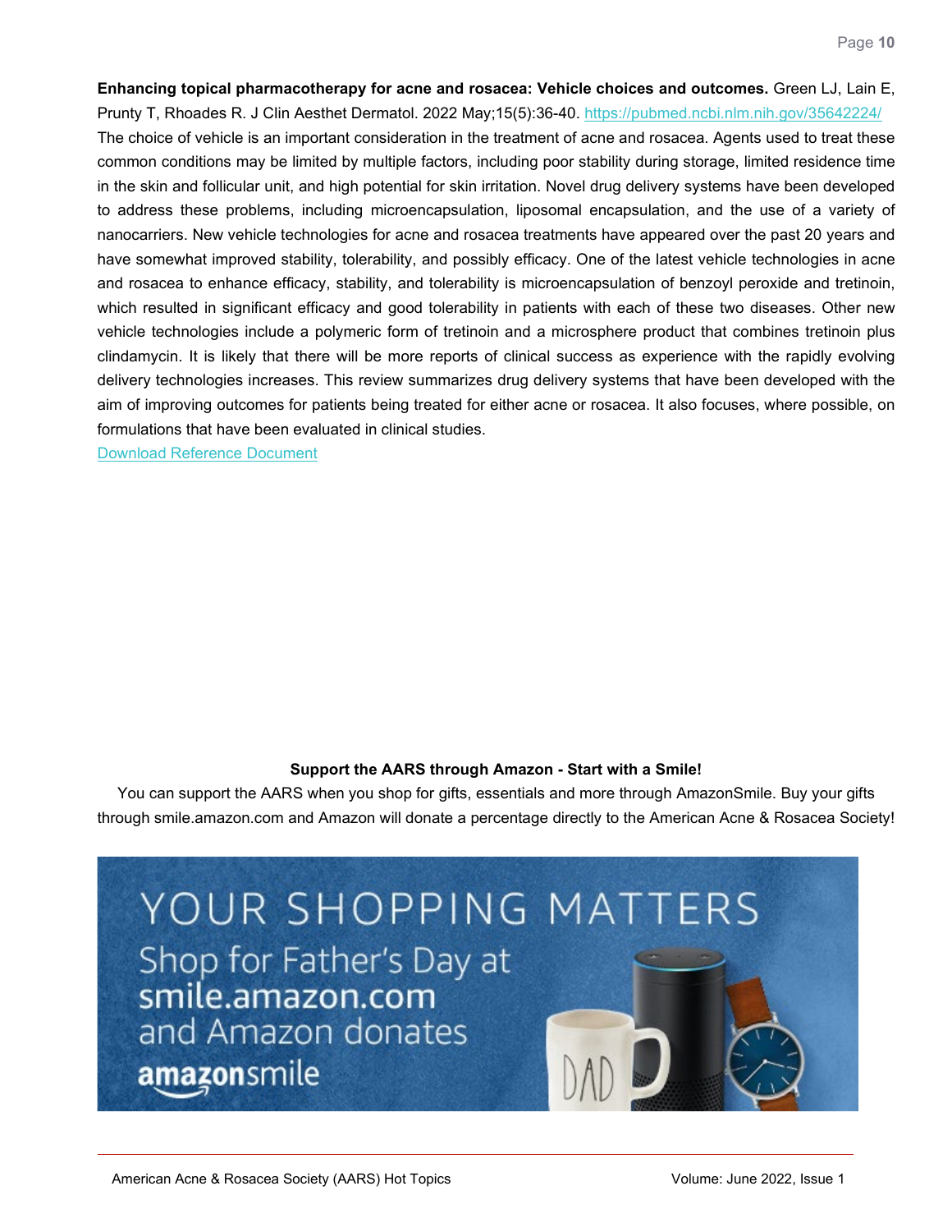**Enhancing topical pharmacotherapy for acne and rosacea: Vehicle choices and outcomes.** Green LJ, Lain E, Prunty T, Rhoades R. J Clin Aesthet Dermatol. 2022 May;15(5):36-40. https://pubmed.ncbi.nlm.nih.gov/35642224/
The choice of vehicle is an important consideration in the treatment of acne and rosacea. Agents used to treat these common conditions may be limited by multiple factors, including poor stability during storage, limited residence time in the skin and follicular unit, and high potential for skin irritation. Novel drug delivery systems have been developed to address these problems, including microencapsulation, liposomal encapsulation, and the use of a variety of nanocarriers. New vehicle technologies for acne and rosacea treatments have appeared over the past 20 years and have somewhat improved stability, tolerability, and possibly efficacy. One of the latest vehicle technologies in acne and rosacea to enhance efficacy, stability, and tolerability is microencapsulation of benzoyl peroxide and tretinoin, which resulted in significant efficacy and good tolerability in patients with each of these two diseases. Other new vehicle technologies include a polymeric form of tretinoin and a microsphere product that combines tretinoin plus clindamycin. It is likely that there will be more reports of clinical success as experience with the rapidly evolving delivery technologies increases. This review summarizes drug delivery systems that have been developed with the aim of improving outcomes for patients being treated for either acne or rosacea. It also focuses, where possible, on formulations that have been evaluated in clinical studies.
Download Reference Document

**Support the AARS through Amazon - Start with a Smile!**

You can support the AARS when you shop for gifts, essentials and more through AmazonSmile. Buy your gifts through smile.amazon.com and Amazon will donate a percentage directly to the American Acne & Rosacea Society!

YOUR SHOPPING MATTERS
Shop for Father's Day at
smile.amazon.com
and Amazon donates
amazonsmile